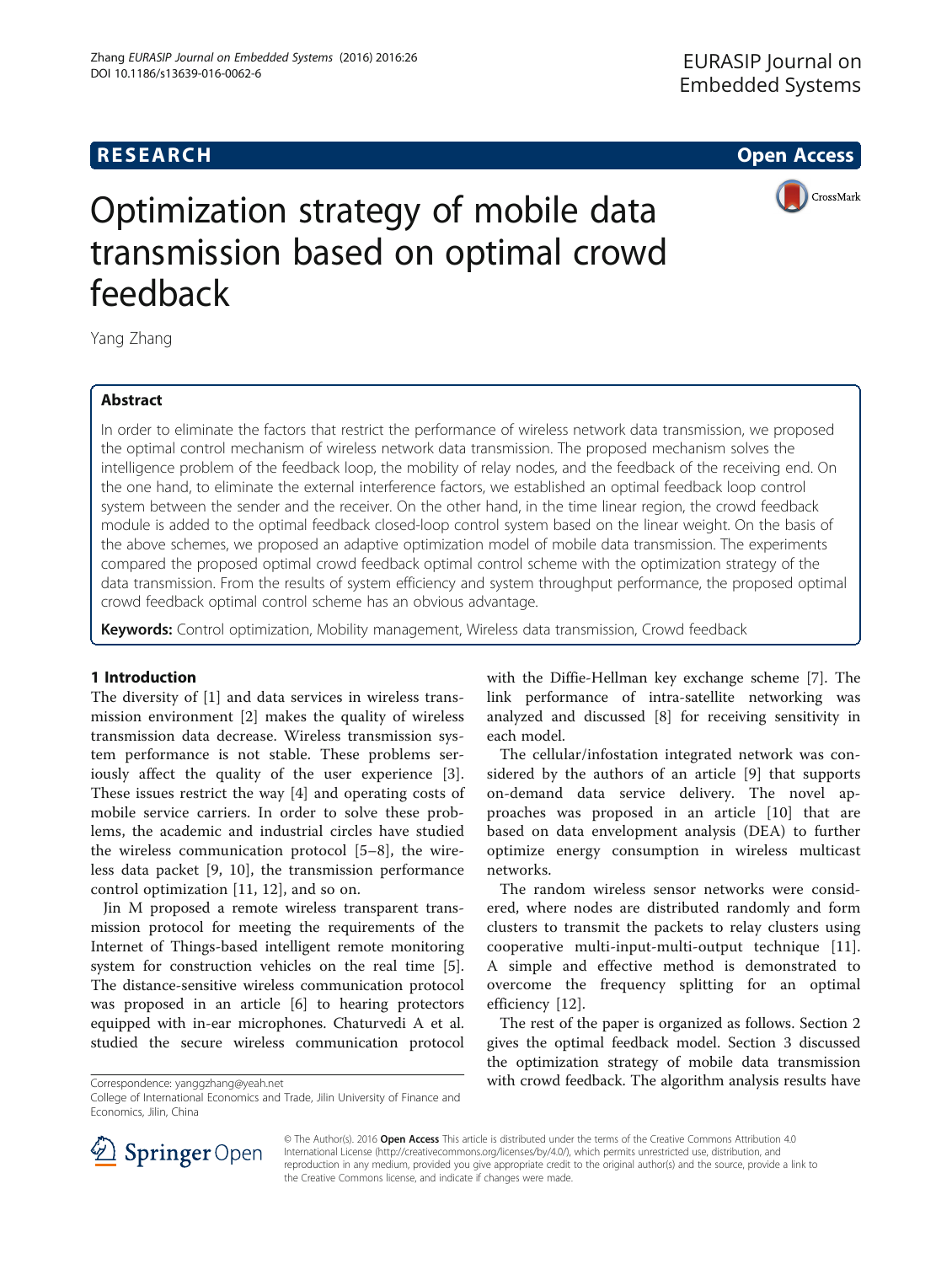# Optimization strategy of mobile data transmission based on optimal crowd feedback

Yang Zhang

## Abstract

In order to eliminate the factors that restrict the performance of wireless network data transmission, we proposed the optimal control mechanism of wireless network data transmission. The proposed mechanism solves the intelligence problem of the feedback loop, the mobility of relay nodes, and the feedback of the receiving end. On the one hand, to eliminate the external interference factors, we established an optimal feedback loop control system between the sender and the receiver. On the other hand, in the time linear region, the crowd feedback module is added to the optimal feedback closed-loop control system based on the linear weight. On the basis of the above schemes, we proposed an adaptive optimization model of mobile data transmission. The experiments compared the proposed optimal crowd feedback optimal control scheme with the optimization strategy of the data transmission. From the results of system efficiency and system throughput performance, the proposed optimal crowd feedback optimal control scheme has an obvious advantage.

**Keywords:** Control optimization, Mobility management, Wireless data transmission, Crowd feedback

## 1 Introduction

The diversity of [1] and data services in wireless transmission environment [2] makes the quality of wireless transmission data decrease. Wireless transmission system performance is not stable. These problems seriously affect the quality of the user experience [3]. These issues restrict the way [4] and operating costs of mobile service carriers. In order to solve these problems, the academic and industrial circles have studied the wireless communication protocol [5–8], the wireless data packet [9, 10], the transmission performance control optimization [11, 12], and so on.

Jin M proposed a remote wireless transparent transmission protocol for meeting the requirements of the Internet of Things-based intelligent remote monitoring system for construction vehicles on the real time [5]. The distance-sensitive wireless communication protocol was proposed in an article [6] to hearing protectors equipped with in-ear microphones. Chaturvedi A et al. studied the secure wireless communication protocol with the Diffie-Hellman key exchange scheme [7]. The link performance of intra-satellite networking was analyzed and discussed [8] for receiving sensitivity in each model.

The cellular/infostation integrated network was considered by the authors of an article [9] that supports on-demand data service delivery. The novel approaches was proposed in an article [10] that are based on data envelopment analysis (DEA) to further optimize energy consumption in wireless multicast networks.

The random wireless sensor networks were considered, where nodes are distributed randomly and form clusters to transmit the packets to relay clusters using cooperative multi-input-multi-output technique [11]. A simple and effective method is demonstrated to overcome the frequency splitting for an optimal efficiency [12].

The rest of the paper is organized as follows. Section 2 gives the optimal feedback model. Section 3 discussed the optimization strategy of mobile data transmission with crowd feedback. The algorithm analysis results have

Correspondence: yanggzhang@yeah.net
College of International Economics and Trade, Jilin University of Finance and Economics, Jilin, China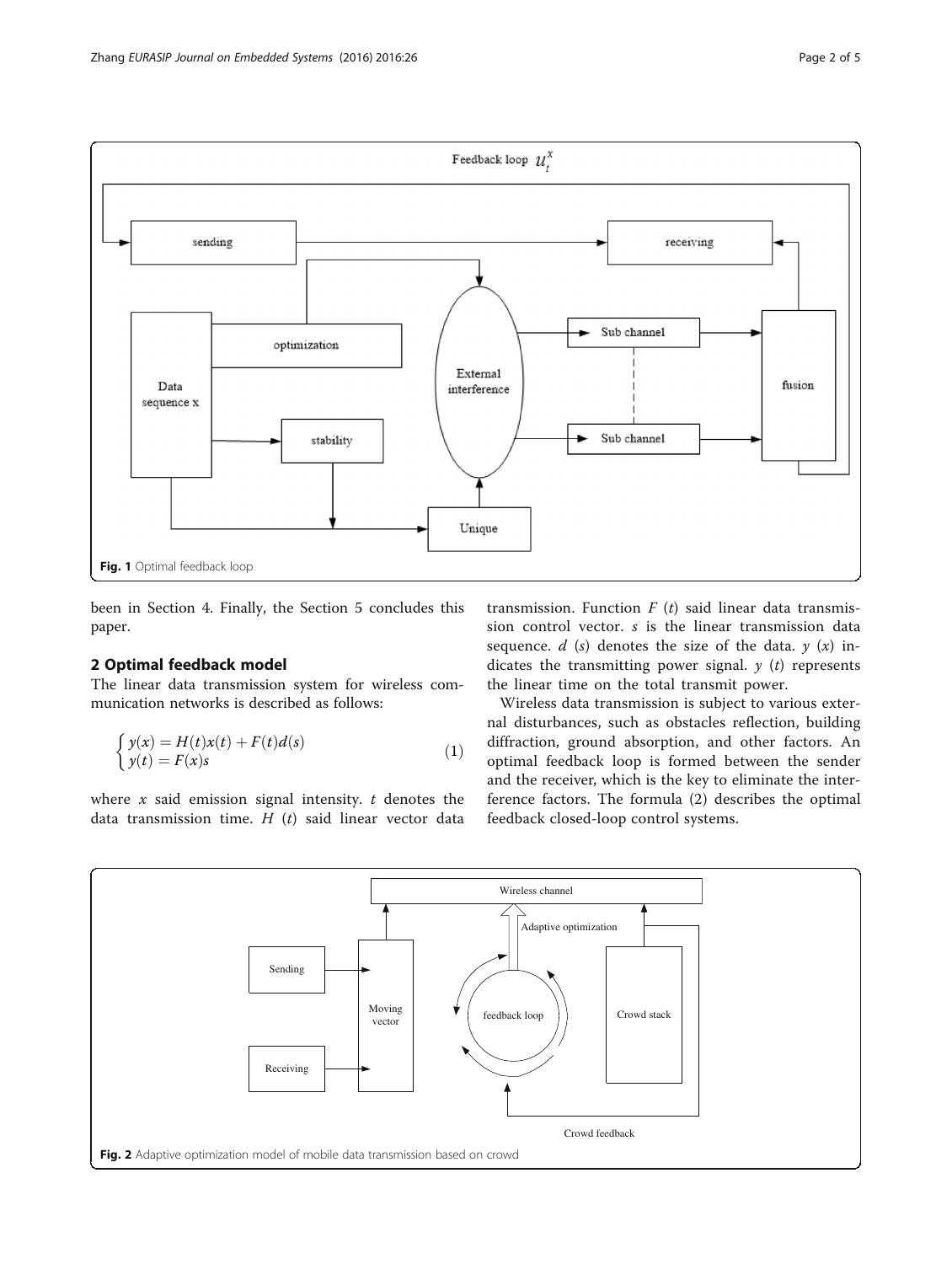Fig. 1 Optimal feedback loop

been in Section 4. Finally, the Section 5 concludes this paper.

## 2 Optimal feedback model

The linear data transmission system for wireless communication networks is described as follows:

$$\begin{cases} y(x) = H(t)x(t) + F(t)d(s) \\ y(t) = F(x)s \end{cases} \tag{1}$$

where $x$ said emission signal intensity. $t$ denotes the data transmission time. $H$ $(t)$ said linear vector data transmission. Function $F$ $(t)$ said linear data transmission control vector. $s$ is the linear transmission data sequence. $d$ $(s)$ denotes the size of the data. $y$ $(x)$ indicates the transmitting power signal. $y$ $(t)$ represents the linear time on the total transmit power.

Wireless data transmission is subject to various external disturbances, such as obstacles reflection, building diffraction, ground absorption, and other factors. An optimal feedback loop is formed between the sender and the receiver, which is the key to eliminate the interference factors. The formula (2) describes the optimal feedback closed-loop control systems.

Fig. 2 Adaptive optimization model of mobile data transmission based on crowd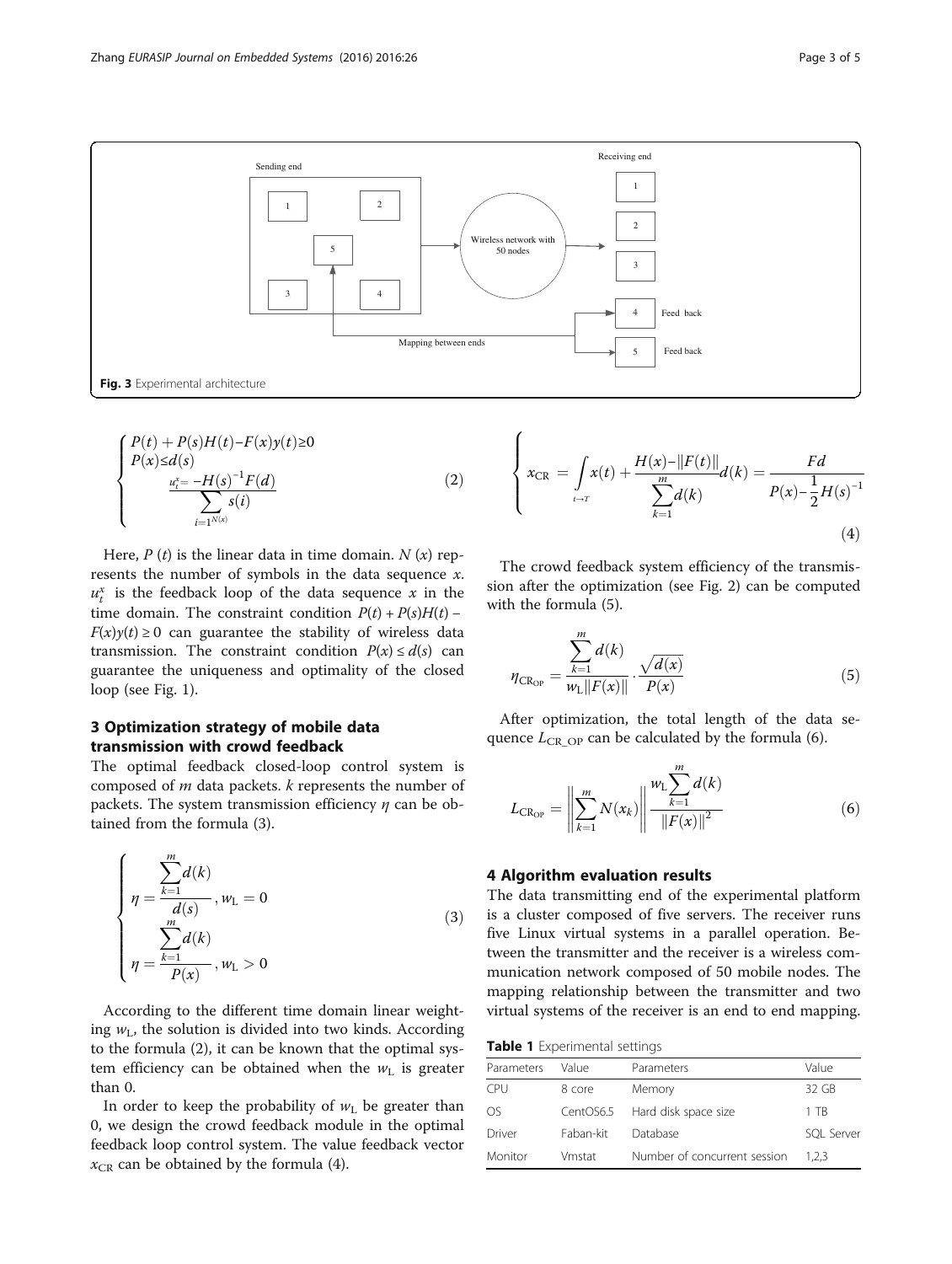Fig. 3 Experimental architecture

$$
\begin{cases}
P(t) + P(s)H(t) - F(x)y(t) \geq 0 \\
P(x) \leq d(s) \\
\dfrac{u_t^x = -H(s)^{-1}F(d)}{\sum\limits_{i=1^{N(x)}} s(i)}
\end{cases}
\tag{2}
$$

Here, $P(t)$ is the linear data in time domain. $N(x)$ represents the number of symbols in the data sequence $x$. $u_t^x$ is the feedback loop of the data sequence $x$ in the time domain. The constraint condition $P(t) + P(s)H(t) - F(x)y(t) \geq 0$ can guarantee the stability of wireless data transmission. The constraint condition $P(x) \leq d(s)$ can guarantee the uniqueness and optimality of the closed loop (see Fig. 1).

## 3 Optimization strategy of mobile data transmission with crowd feedback

The optimal feedback closed-loop control system is composed of $m$ data packets. $k$ represents the number of packets. The system transmission efficiency $\eta$ can be obtained from the formula (3).

$$
\begin{cases}
\eta = \dfrac{\sum\limits_{k=1}^{m} d(k)}{d(s)}, w_L = 0 \\
\eta = \dfrac{\sum\limits_{k=1}^{m} d(k)}{P(x)}, w_L > 0
\end{cases}
\tag{3}
$$

According to the different time domain linear weighting $w_L$, the solution is divided into two kinds. According to the formula (2), it can be known that the optimal system efficiency can be obtained when the $w_L$ is greater than 0.

In order to keep the probability of $w_L$ be greater than 0, we design the crowd feedback module in the optimal feedback loop control system. The value feedback vector $x_{CR}$ can be obtained by the formula (4).

$$
\left\{ x_{CR} = \int_{t \to T} x(t) + \frac{H(x) - \|F(t)\|}{\sum\limits_{k=1}^{m} d(k)} d(k) = \frac{Fd}{P(x) - \frac{1}{2}H(s)^{-1}} \right.
\tag{4}
$$

The crowd feedback system efficiency of the transmission after the optimization (see Fig. 2) can be computed with the formula (5).

$$
\eta_{CR_{OP}} = \frac{\sum\limits_{k=1}^{m} d(k)}{w_L \|F(x)\|} \cdot \frac{\sqrt{d(x)}}{P(x)}
\tag{5}
$$

After optimization, the total length of the data sequence $L_{CR\_OP}$ can be calculated by the formula (6).

$$
L_{CR_{OP}} = \left\| \sum_{k=1}^{m} N(x_k) \right\| \frac{w_L \sum\limits_{k=1}^{m} d(k)}{\|F(x)\|^2}
\tag{6}
$$

## 4 Algorithm evaluation results

The data transmitting end of the experimental platform is a cluster composed of five servers. The receiver runs five Linux virtual systems in a parallel operation. Between the transmitter and the receiver is a wireless communication network composed of 50 mobile nodes. The mapping relationship between the transmitter and two virtual systems of the receiver is an end to end mapping.

**Table 1** Experimental settings

| Parameters | Value | Parameters | Value |
|---|---|---|---|
| CPU | 8 core | Memory | 32 GB |
| OS | CentOS6.5 | Hard disk space size | 1 TB |
| Driver | Faban-kit | Database | SQL Server |
| Monitor | Vmstat | Number of concurrent session | 1,2,3 |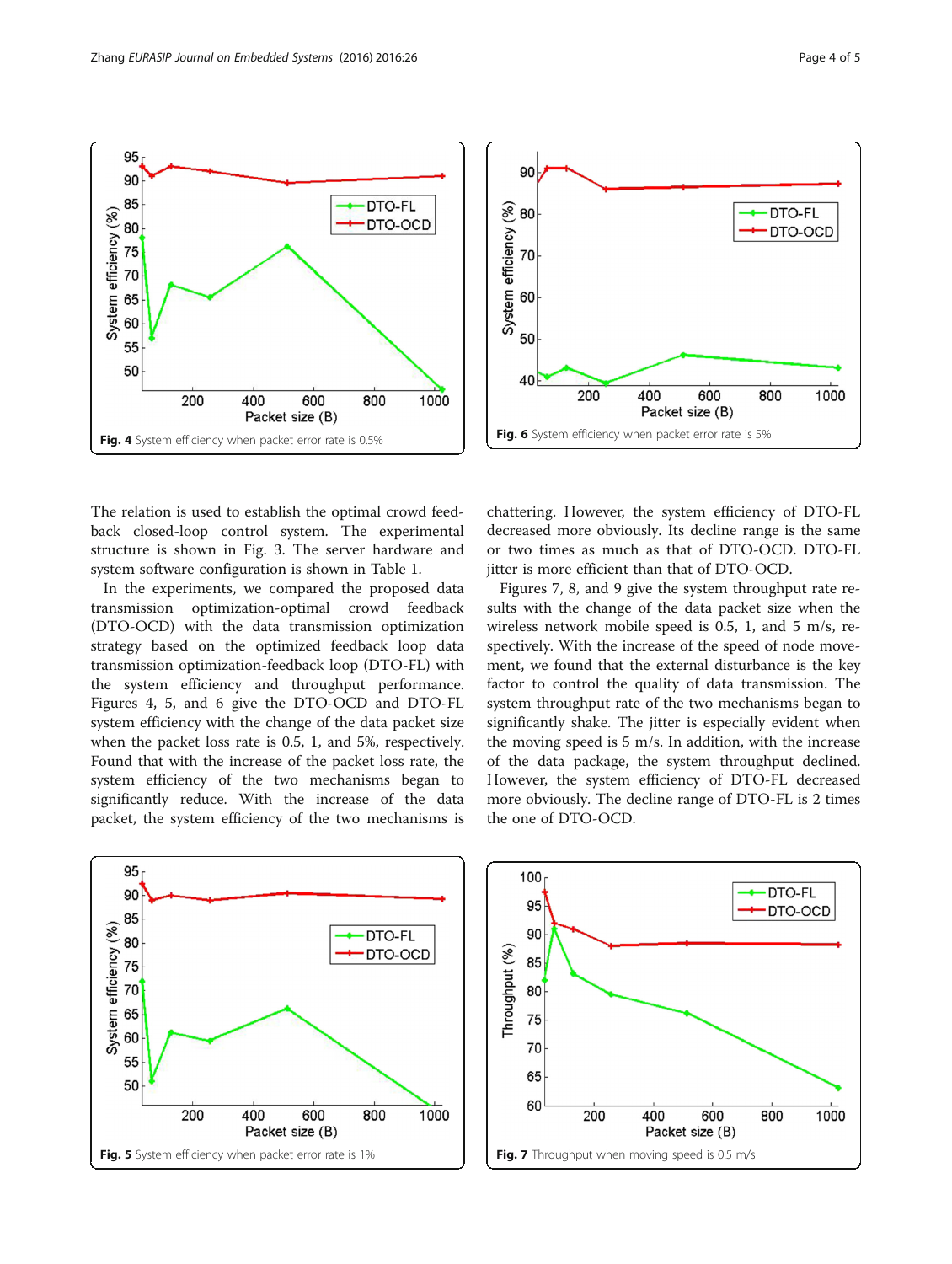Fig. 4 System efficiency when packet error rate is 0.5%

Fig. 6 System efficiency when packet error rate is 5%

The relation is used to establish the optimal crowd feedback closed-loop control system. The experimental structure is shown in Fig. 3. The server hardware and system software configuration is shown in Table 1.

In the experiments, we compared the proposed data transmission optimization-optimal crowd feedback (DTO-OCD) with the data transmission optimization strategy based on the optimized feedback loop data transmission optimization-feedback loop (DTO-FL) with the system efficiency and throughput performance. Figures 4, 5, and 6 give the DTO-OCD and DTO-FL system efficiency with the change of the data packet size when the packet loss rate is 0.5, 1, and 5%, respectively. Found that with the increase of the packet loss rate, the system efficiency of the two mechanisms began to significantly reduce. With the increase of the data packet, the system efficiency of the two mechanisms is chattering. However, the system efficiency of DTO-FL decreased more obviously. Its decline range is the same or two times as much as that of DTO-OCD. DTO-FL jitter is more efficient than that of DTO-OCD.

Figures 7, 8, and 9 give the system throughput rate results with the change of the data packet size when the wireless network mobile speed is 0.5, 1, and 5 m/s, respectively. With the increase of the speed of node movement, we found that the external disturbance is the key factor to control the quality of data transmission. The system throughput rate of the two mechanisms began to significantly shake. The jitter is especially evident when the moving speed is 5 m/s. In addition, with the increase of the data package, the system throughput declined. However, the system efficiency of DTO-FL decreased more obviously. The decline range of DTO-FL is 2 times the one of DTO-OCD.

Fig. 5 System efficiency when packet error rate is 1%

Fig. 7 Throughput when moving speed is 0.5 m/s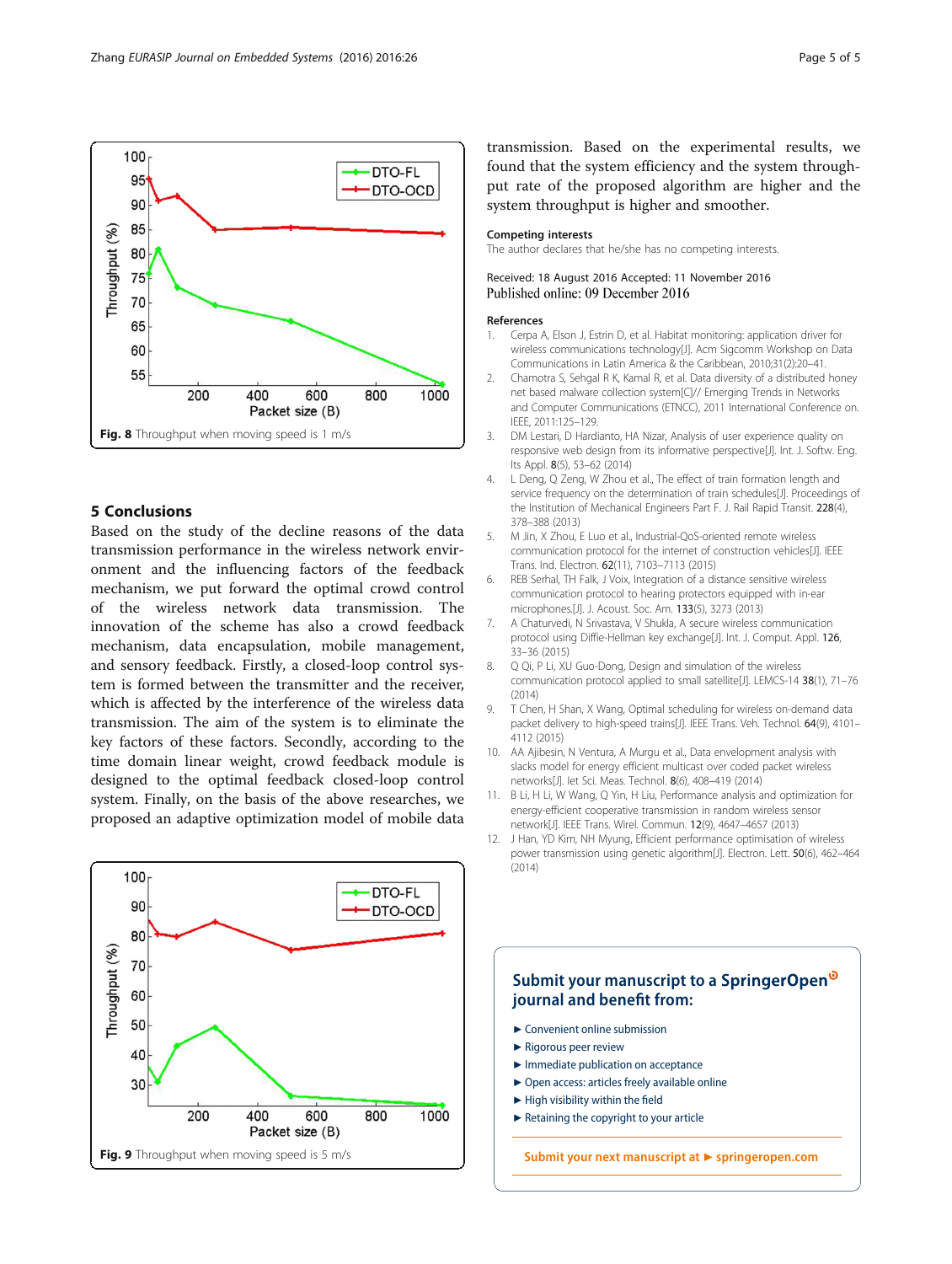100
95
90
85
80
75
70
65
60
55
Throughput (%)
200
400
600
800
1000
Packet size (B)
DTO-FL
DTO-OCD

**Fig. 8** Throughput when moving speed is 1 m/s

## 5 Conclusions

Based on the study of the decline reasons of the data transmission performance in the wireless network environment and the influencing factors of the feedback mechanism, we put forward the optimal crowd control of the wireless network data transmission. The innovation of the scheme has also a crowd feedback mechanism, data encapsulation, mobile management, and sensory feedback. Firstly, a closed-loop control system is formed between the transmitter and the receiver, which is affected by the interference of the wireless data transmission. The aim of the system is to eliminate the key factors of these factors. Secondly, according to the time domain linear weight, crowd feedback module is designed to the optimal feedback closed-loop control system. Finally, on the basis of the above researches, we proposed an adaptive optimization model of mobile data transmission. Based on the experimental results, we found that the system efficiency and the system throughput rate of the proposed algorithm are higher and the system throughput is higher and smoother.

100
90
80
70
60
50
40
30
Throughput (%)
200
400
600
800
1000
Packet size (B)
DTO-FL
DTO-OCD

**Fig. 9** Throughput when moving speed is 5 m/s

### Competing interests

The author declares that he/she has no competing interests.

Received: 18 August 2016 Accepted: 11 November 2016
Published online: 09 December 2016

### References

1. Cerpa A, Elson J, Estrin D, et al. Habitat monitoring: application driver for wireless communications technology[J]. Acm Sigcomm Workshop on Data Communications in Latin America & the Caribbean, 2010;31(2):20–41.
2. Chamotra S, Sehgal R K, Kamal R, et al. Data diversity of a distributed honey net based malware collection system[C]// Emerging Trends in Networks and Computer Communications (ETNCC), 2011 International Conference on. IEEE, 2011:125–129.
3. DM Lestari, D Hardianto, HA Nizar, Analysis of user experience quality on responsive web design from its informative perspective[J]. Int. J. Softw. Eng. Its Appl. **8**(5), 53–62 (2014)
4. L Deng, Q Zeng, W Zhou et al., The effect of train formation length and service frequency on the determination of train schedules[J]. Proceedings of the Institution of Mechanical Engineers Part F. J. Rail Rapid Transit. **228**(4), 378–388 (2013)
5. M Jin, X Zhou, E Luo et al., Industrial-QoS-oriented remote wireless communication protocol for the internet of construction vehicles[J]. IEEE Trans. Ind. Electron. **62**(11), 7103–7113 (2015)
6. REB Serhal, TH Falk, J Voix, Integration of a distance sensitive wireless communication protocol to hearing protectors equipped with in-ear microphones.[J]. J. Acoust. Soc. Am. **133**(5), 3273 (2013)
7. A Chaturvedi, N Srivastava, V Shukla, A secure wireless communication protocol using Diffie-Hellman key exchange[J]. Int. J. Comput. Appl. **126**, 33–36 (2015)
8. Q Qi, P Li, XU Guo-Dong, Design and simulation of the wireless communication protocol applied to small satellite[J]. LEMCS-14 **38**(1), 71–76 (2014)
9. T Chen, H Shan, X Wang, Optimal scheduling for wireless on-demand data packet delivery to high-speed trains[J]. IEEE Trans. Veh. Technol. **64**(9), 4101–4112 (2015)
10. AA Ajibesin, N Ventura, A Murgu et al., Data envelopment analysis with slacks model for energy efficient multicast over coded packet wireless networks[J]. Iet Sci. Meas. Technol. **8**(6), 408–419 (2014)
11. B Li, H Li, W Wang, Q Yin, H Liu, Performance analysis and optimization for energy-efficient cooperative transmission in random wireless sensor network[J]. IEEE Trans. Wirel. Commun. **12**(9), 4647–4657 (2013)
12. J Han, YD Kim, NH Myung, Efficient performance optimisation of wireless power transmission using genetic algorithm[J]. Electron. Lett. **50**(6), 462–464 (2014)

**Submit your manuscript to a SpringerOpen journal and benefit from:**

- ► Convenient online submission
- ► Rigorous peer review
- ► Immediate publication on acceptance
- ► Open access: articles freely available online
- ► High visibility within the field
- ► Retaining the copyright to your article

**Submit your next manuscript at ► springeropen.com**